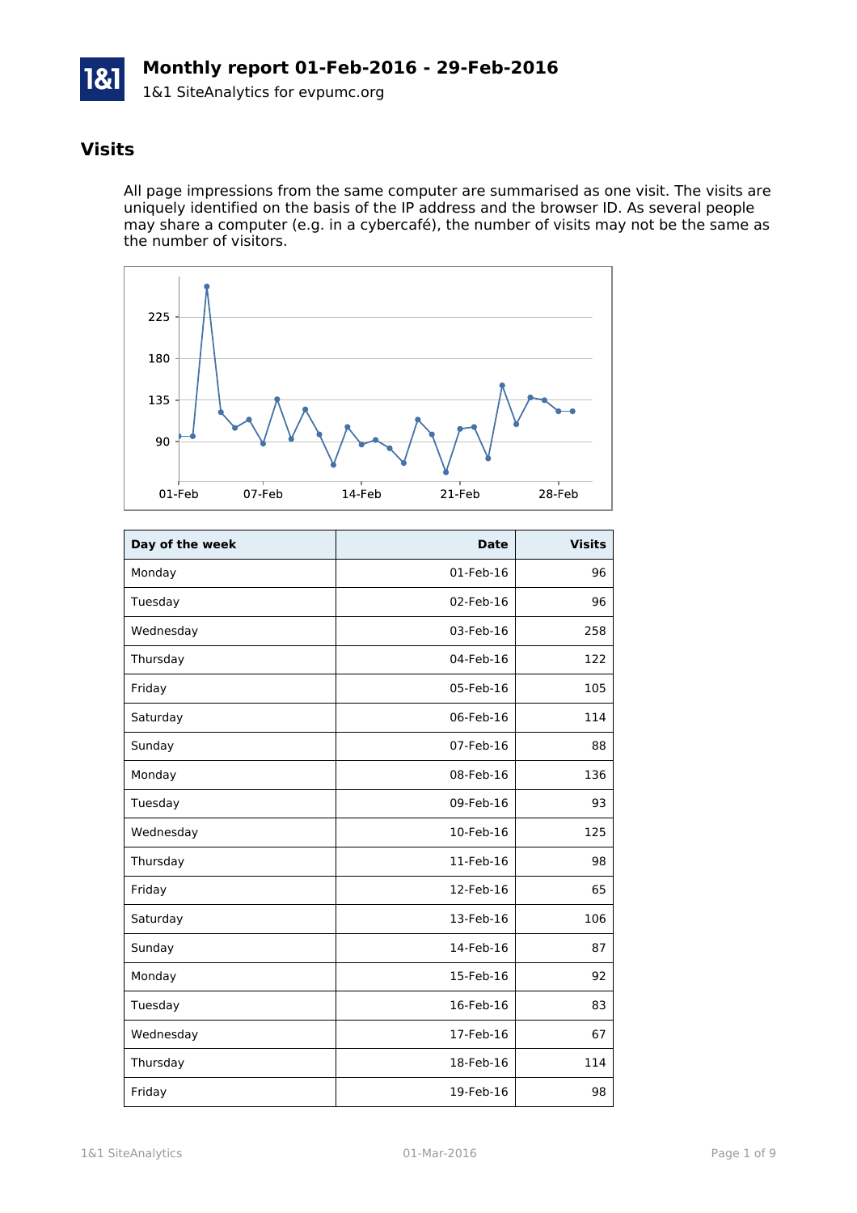# Monthly report 01-Feb-2016 - 29-Feb-2016

1&1 SiteAnalytics for evpumc.org

## Visits

All page impressions from the same computer are summarised as one visit. The visits are uniquely identified on the basis of the IP address and the browser ID. As several people may share a computer (e.g. in a cybercafé), the number of visits may not be the same as the number of visitors.

| Day of the week | Date | Visits |
|---|---:|---:|
| Monday | 01-Feb-16 | 96 |
| Tuesday | 02-Feb-16 | 96 |
| Wednesday | 03-Feb-16 | 258 |
| Thursday | 04-Feb-16 | 122 |
| Friday | 05-Feb-16 | 105 |
| Saturday | 06-Feb-16 | 114 |
| Sunday | 07-Feb-16 | 88 |
| Monday | 08-Feb-16 | 136 |
| Tuesday | 09-Feb-16 | 93 |
| Wednesday | 10-Feb-16 | 125 |
| Thursday | 11-Feb-16 | 98 |
| Friday | 12-Feb-16 | 65 |
| Saturday | 13-Feb-16 | 106 |
| Sunday | 14-Feb-16 | 87 |
| Monday | 15-Feb-16 | 92 |
| Tuesday | 16-Feb-16 | 83 |
| Wednesday | 17-Feb-16 | 67 |
| Thursday | 18-Feb-16 | 114 |
| Friday | 19-Feb-16 | 98 |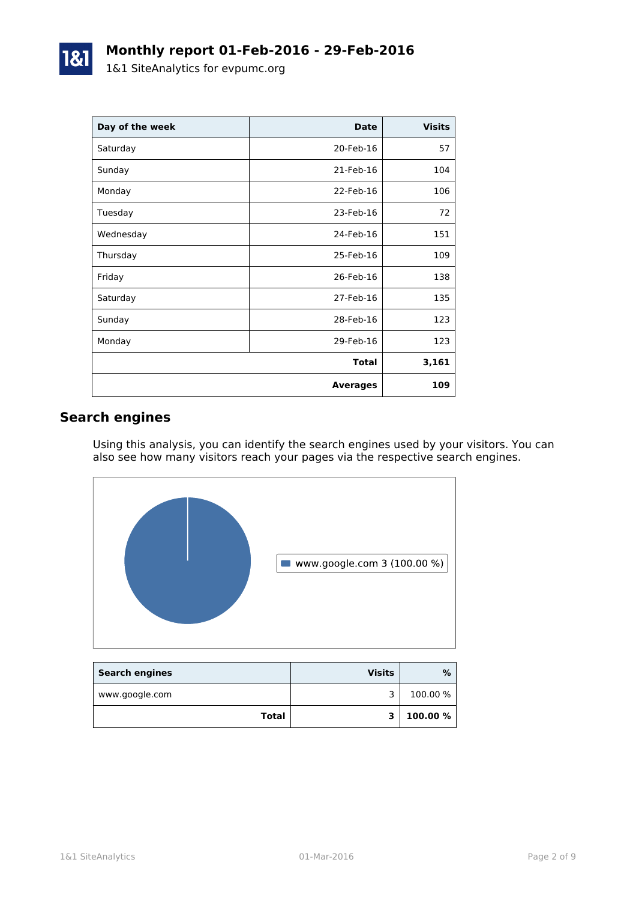# Monthly report 01-Feb-2016 - 29-Feb-2016

1&1 SiteAnalytics for evpumc.org

| Day of the week | Date | Visits |
|---|---|---|
| Saturday | 20-Feb-16 | 57 |
| Sunday | 21-Feb-16 | 104 |
| Monday | 22-Feb-16 | 106 |
| Tuesday | 23-Feb-16 | 72 |
| Wednesday | 24-Feb-16 | 151 |
| Thursday | 25-Feb-16 | 109 |
| Friday | 26-Feb-16 | 138 |
| Saturday | 27-Feb-16 | 135 |
| Sunday | 28-Feb-16 | 123 |
| Monday | 29-Feb-16 | 123 |
| | **Total** | **3,161** |
| | **Averages** | **109** |

## Search engines

Using this analysis, you can identify the search engines used by your visitors. You can also see how many visitors reach your pages via the respective search engines.

www.google.com 3 (100.00 %)

| Search engines | Visits | % |
|---|---|---|
| www.google.com | 3 | 100.00 % |
| **Total** | **3** | **100.00 %** |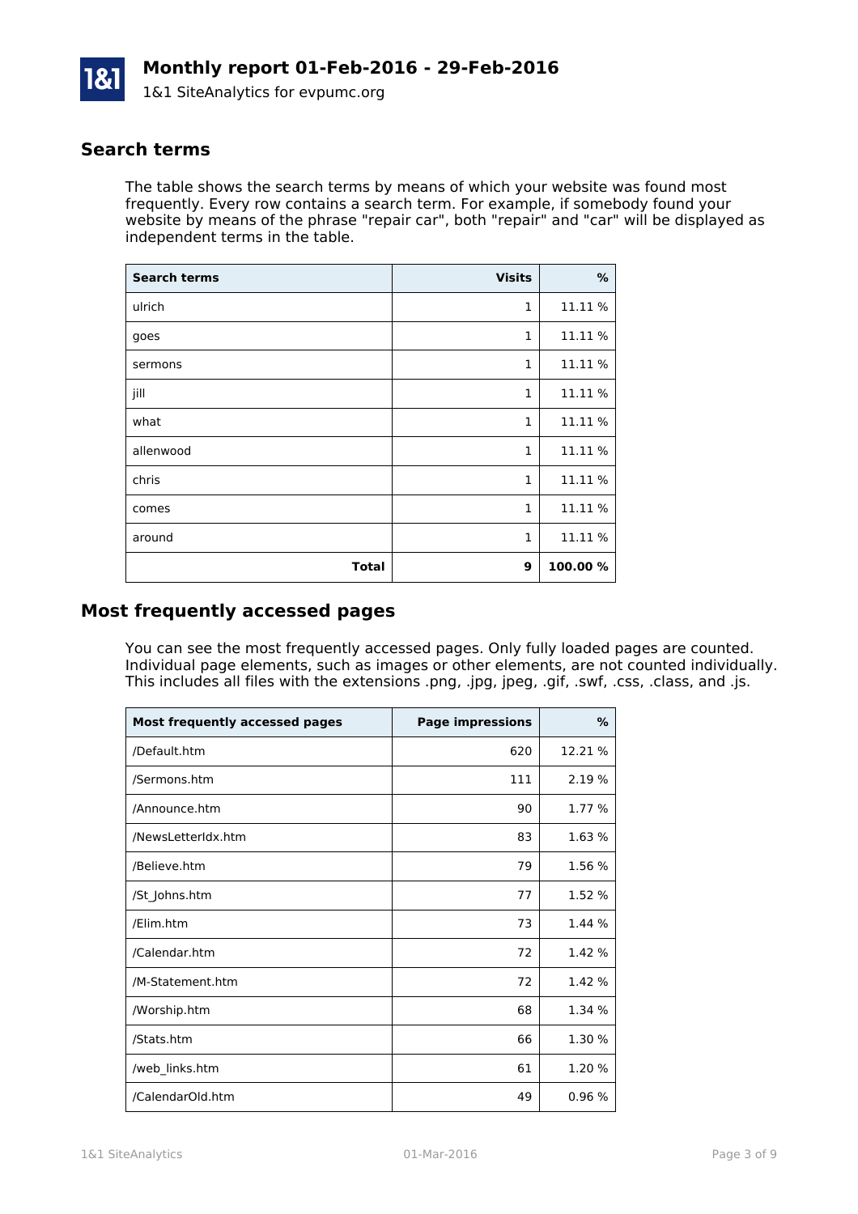# Monthly report 01-Feb-2016 - 29-Feb-2016

1&1 SiteAnalytics for evpumc.org

## Search terms

The table shows the search terms by means of which your website was found most frequently. Every row contains a search term. For example, if somebody found your website by means of the phrase "repair car", both "repair" and "car" will be displayed as independent terms in the table.

| Search terms | Visits | % |
|---|---:|---:|
| ulrich | 1 | 11.11 % |
| goes | 1 | 11.11 % |
| sermons | 1 | 11.11 % |
| jill | 1 | 11.11 % |
| what | 1 | 11.11 % |
| allenwood | 1 | 11.11 % |
| chris | 1 | 11.11 % |
| comes | 1 | 11.11 % |
| around | 1 | 11.11 % |
| **Total** | **9** | **100.00 %** |

## Most frequently accessed pages

You can see the most frequently accessed pages. Only fully loaded pages are counted. Individual page elements, such as images or other elements, are not counted individually. This includes all files with the extensions .png, .jpg, jpeg, .gif, .swf, .css, .class, and .js.

| Most frequently accessed pages | Page impressions | % |
|---|---:|---:|
| /Default.htm | 620 | 12.21 % |
| /Sermons.htm | 111 | 2.19 % |
| /Announce.htm | 90 | 1.77 % |
| /NewsLetterIdx.htm | 83 | 1.63 % |
| /Believe.htm | 79 | 1.56 % |
| /St_Johns.htm | 77 | 1.52 % |
| /Elim.htm | 73 | 1.44 % |
| /Calendar.htm | 72 | 1.42 % |
| /M-Statement.htm | 72 | 1.42 % |
| /Worship.htm | 68 | 1.34 % |
| /Stats.htm | 66 | 1.30 % |
| /web_links.htm | 61 | 1.20 % |
| /CalendarOld.htm | 49 | 0.96 % |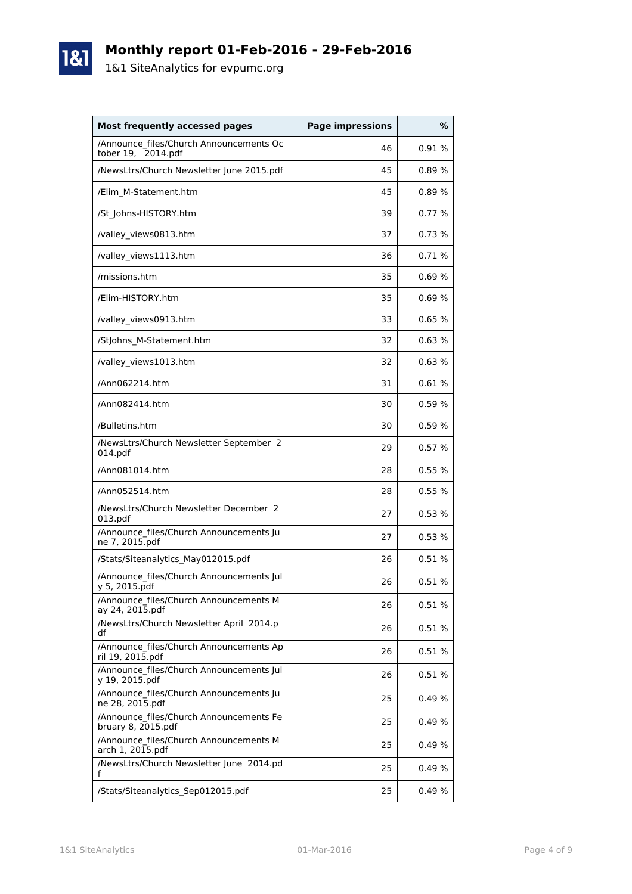# Monthly report 01-Feb-2016 - 29-Feb-2016

1&1 SiteAnalytics for evpumc.org

| Most frequently accessed pages | Page impressions | % |
|---|---|---|
| /Announce_files/Church Announcements October 19, 2014.pdf | 46 | 0.91 % |
| /NewsLtrs/Church Newsletter June 2015.pdf | 45 | 0.89 % |
| /Elim_M-Statement.htm | 45 | 0.89 % |
| /St_Johns-HISTORY.htm | 39 | 0.77 % |
| /valley_views0813.htm | 37 | 0.73 % |
| /valley_views1113.htm | 36 | 0.71 % |
| /missions.htm | 35 | 0.69 % |
| /Elim-HISTORY.htm | 35 | 0.69 % |
| /valley_views0913.htm | 33 | 0.65 % |
| /StJohns_M-Statement.htm | 32 | 0.63 % |
| /valley_views1013.htm | 32 | 0.63 % |
| /Ann062214.htm | 31 | 0.61 % |
| /Ann082414.htm | 30 | 0.59 % |
| /Bulletins.htm | 30 | 0.59 % |
| /NewsLtrs/Church Newsletter September 2014.pdf | 29 | 0.57 % |
| /Ann081014.htm | 28 | 0.55 % |
| /Ann052514.htm | 28 | 0.55 % |
| /NewsLtrs/Church Newsletter December 2013.pdf | 27 | 0.53 % |
| /Announce_files/Church Announcements June 7, 2015.pdf | 27 | 0.53 % |
| /Stats/Siteanalytics_May012015.pdf | 26 | 0.51 % |
| /Announce_files/Church Announcements July 5, 2015.pdf | 26 | 0.51 % |
| /Announce_files/Church Announcements May 24, 2015.pdf | 26 | 0.51 % |
| /NewsLtrs/Church Newsletter April 2014.pdf | 26 | 0.51 % |
| /Announce_files/Church Announcements April 19, 2015.pdf | 26 | 0.51 % |
| /Announce_files/Church Announcements July 19, 2015.pdf | 26 | 0.51 % |
| /Announce_files/Church Announcements June 28, 2015.pdf | 25 | 0.49 % |
| /Announce_files/Church Announcements February 8, 2015.pdf | 25 | 0.49 % |
| /Announce_files/Church Announcements March 1, 2015.pdf | 25 | 0.49 % |
| /NewsLtrs/Church Newsletter June 2014.pdf | 25 | 0.49 % |
| /Stats/Siteanalytics_Sep012015.pdf | 25 | 0.49 % |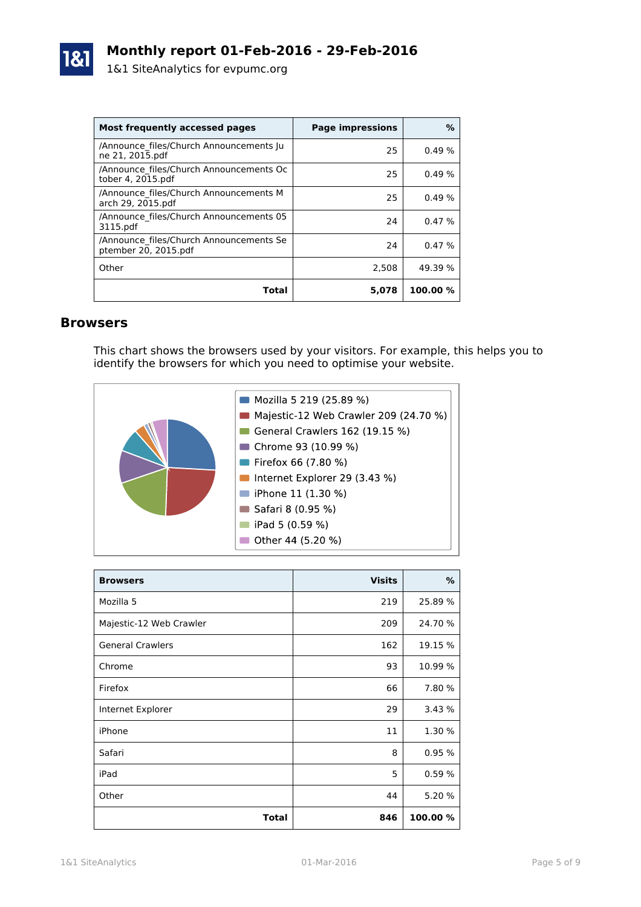# Monthly report 01-Feb-2016 - 29-Feb-2016

1&1 SiteAnalytics for evpumc.org

| Most frequently accessed pages | Page impressions | % |
|---|---|---|
| /Announce_files/Church Announcements June 21, 2015.pdf | 25 | 0.49 % |
| /Announce_files/Church Announcements October 4, 2015.pdf | 25 | 0.49 % |
| /Announce_files/Church Announcements March 29, 2015.pdf | 25 | 0.49 % |
| /Announce_files/Church Announcements 053115.pdf | 24 | 0.47 % |
| /Announce_files/Church Announcements September 20, 2015.pdf | 24 | 0.47 % |
| Other | 2,508 | 49.39 % |
| **Total** | **5,078** | **100.00 %** |

## Browsers

This chart shows the browsers used by your visitors. For example, this helps you to identify the browsers for which you need to optimise your website.

- Mozilla 5 219 (25.89 %)
- Majestic-12 Web Crawler 209 (24.70 %)
- General Crawlers 162 (19.15 %)
- Chrome 93 (10.99 %)
- Firefox 66 (7.80 %)
- Internet Explorer 29 (3.43 %)
- iPhone 11 (1.30 %)
- Safari 8 (0.95 %)
- iPad 5 (0.59 %)
- Other 44 (5.20 %)

| Browsers | Visits | % |
|---|---|---|
| Mozilla 5 | 219 | 25.89 % |
| Majestic-12 Web Crawler | 209 | 24.70 % |
| General Crawlers | 162 | 19.15 % |
| Chrome | 93 | 10.99 % |
| Firefox | 66 | 7.80 % |
| Internet Explorer | 29 | 3.43 % |
| iPhone | 11 | 1.30 % |
| Safari | 8 | 0.95 % |
| iPad | 5 | 0.59 % |
| Other | 44 | 5.20 % |
| **Total** | **846** | **100.00 %** |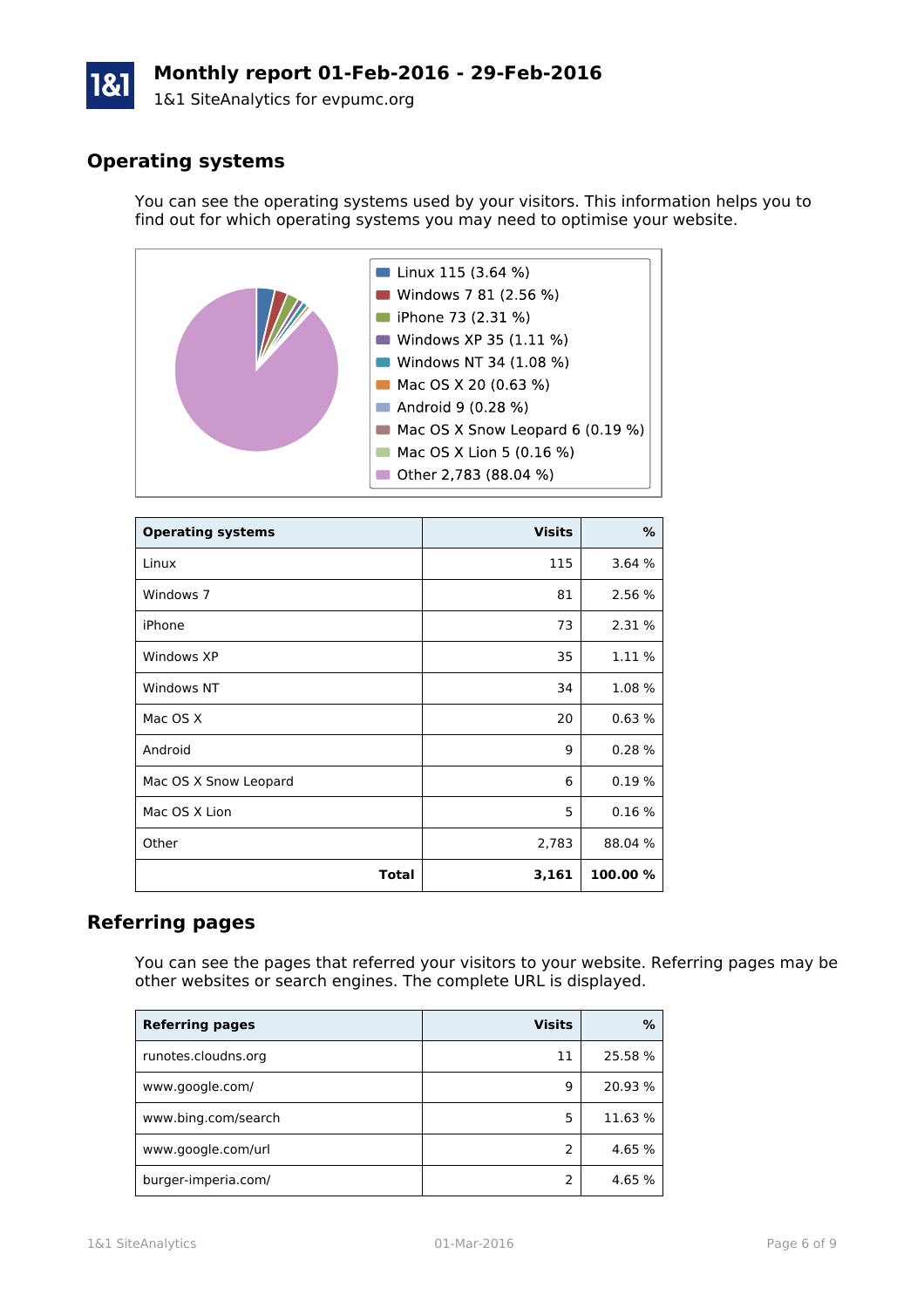# Monthly report 01-Feb-2016 - 29-Feb-2016

1&1 SiteAnalytics for evpumc.org

## Operating systems

You can see the operating systems used by your visitors. This information helps you to find out for which operating systems you may need to optimise your website.

- Linux 115 (3.64 %)
- Windows 7 81 (2.56 %)
- iPhone 73 (2.31 %)
- Windows XP 35 (1.11 %)
- Windows NT 34 (1.08 %)
- Mac OS X 20 (0.63 %)
- Android 9 (0.28 %)
- Mac OS X Snow Leopard 6 (0.19 %)
- Mac OS X Lion 5 (0.16 %)
- Other 2,783 (88.04 %)

| Operating systems | Visits | % |
|---|---:|---:|
| Linux | 115 | 3.64 % |
| Windows 7 | 81 | 2.56 % |
| iPhone | 73 | 2.31 % |
| Windows XP | 35 | 1.11 % |
| Windows NT | 34 | 1.08 % |
| Mac OS X | 20 | 0.63 % |
| Android | 9 | 0.28 % |
| Mac OS X Snow Leopard | 6 | 0.19 % |
| Mac OS X Lion | 5 | 0.16 % |
| Other | 2,783 | 88.04 % |
| **Total** | **3,161** | **100.00 %** |

## Referring pages

You can see the pages that referred your visitors to your website. Referring pages may be other websites or search engines. The complete URL is displayed.

| Referring pages | Visits | % |
|---|---:|---:|
| runotes.cloudns.org | 11 | 25.58 % |
| www.google.com/ | 9 | 20.93 % |
| www.bing.com/search | 5 | 11.63 % |
| www.google.com/url | 2 | 4.65 % |
| burger-imperia.com/ | 2 | 4.65 % |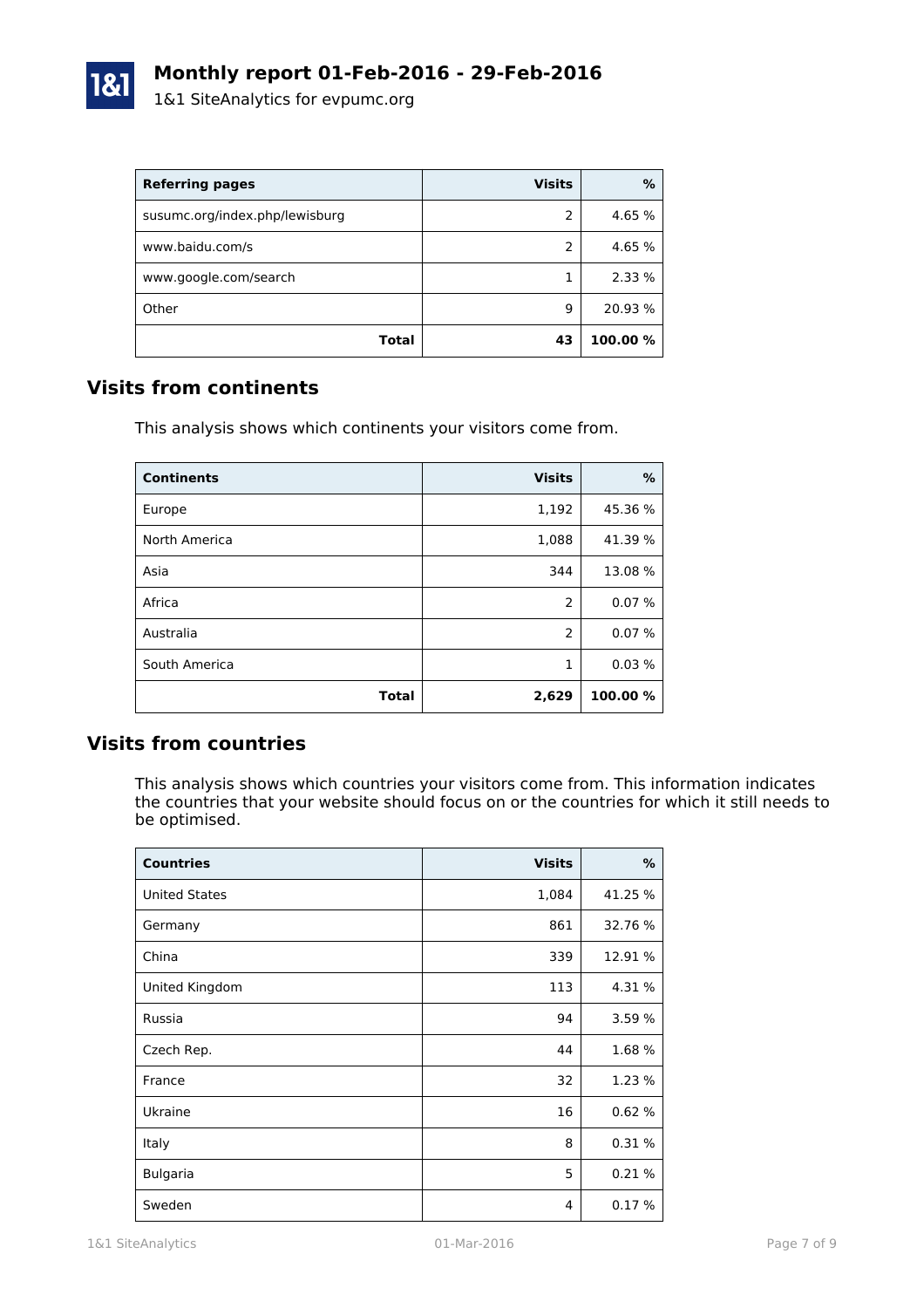| Referring pages | Visits | % |
|---|---:|---:|
| susumc.org/index.php/lewisburg | 2 | 4.65 % |
| www.baidu.com/s | 2 | 4.65 % |
| www.google.com/search | 1 | 2.33 % |
| Other | 9 | 20.93 % |
| **Total** | **43** | **100.00 %** |

## Visits from continents

This analysis shows which continents your visitors come from.

| Continents | Visits | % |
|---|---:|---:|
| Europe | 1,192 | 45.36 % |
| North America | 1,088 | 41.39 % |
| Asia | 344 | 13.08 % |
| Africa | 2 | 0.07 % |
| Australia | 2 | 0.07 % |
| South America | 1 | 0.03 % |
| **Total** | **2,629** | **100.00 %** |

## Visits from countries

This analysis shows which countries your visitors come from. This information indicates the countries that your website should focus on or the countries for which it still needs to be optimised.

| Countries | Visits | % |
|---|---:|---:|
| United States | 1,084 | 41.25 % |
| Germany | 861 | 32.76 % |
| China | 339 | 12.91 % |
| United Kingdom | 113 | 4.31 % |
| Russia | 94 | 3.59 % |
| Czech Rep. | 44 | 1.68 % |
| France | 32 | 1.23 % |
| Ukraine | 16 | 0.62 % |
| Italy | 8 | 0.31 % |
| Bulgaria | 5 | 0.21 % |
| Sweden | 4 | 0.17 % |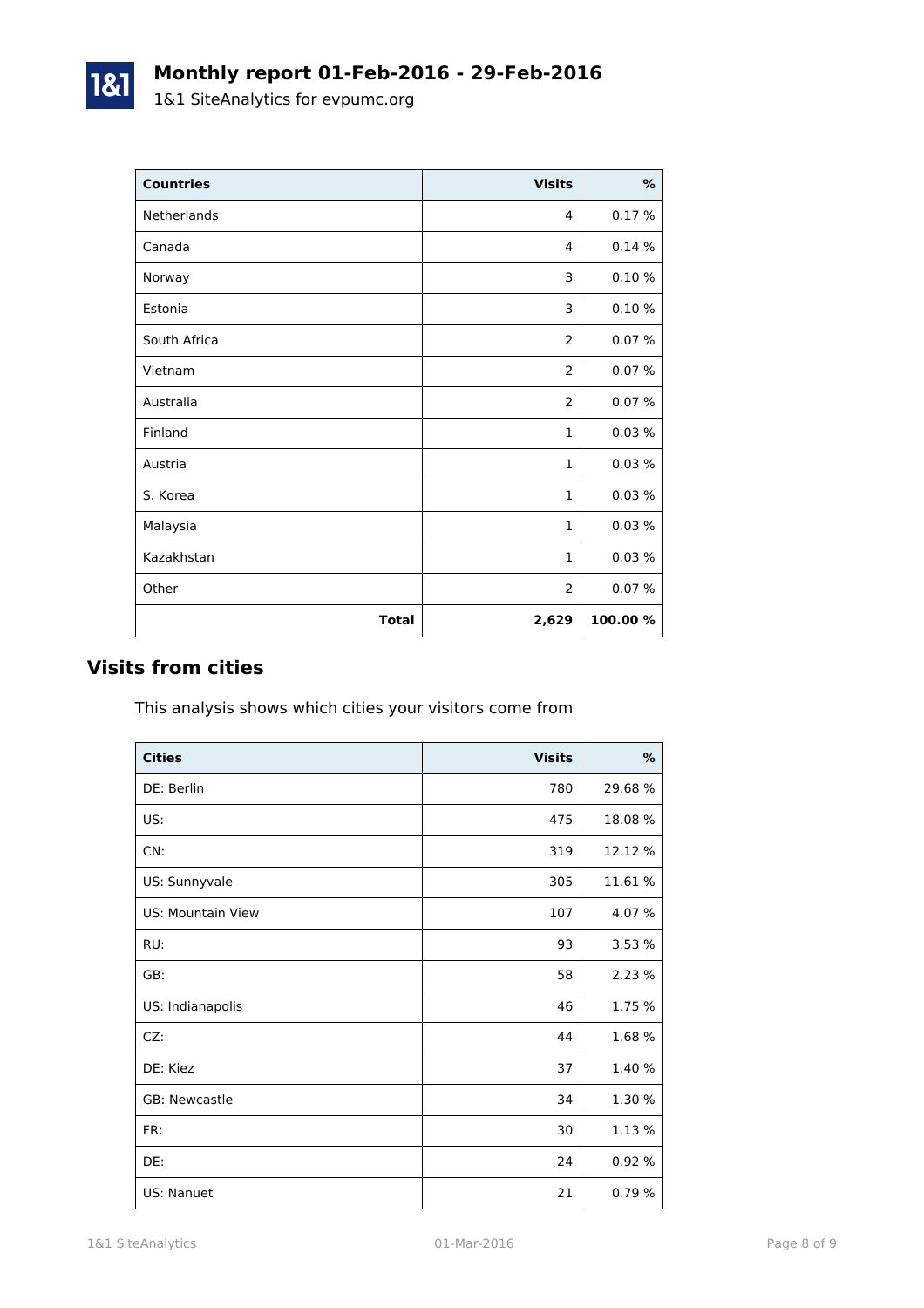# Monthly report 01-Feb-2016 - 29-Feb-2016

1&1 SiteAnalytics for evpumc.org

| Countries | Visits | % |
|---|---:|---:|
| Netherlands | 4 | 0.17 % |
| Canada | 4 | 0.14 % |
| Norway | 3 | 0.10 % |
| Estonia | 3 | 0.10 % |
| South Africa | 2 | 0.07 % |
| Vietnam | 2 | 0.07 % |
| Australia | 2 | 0.07 % |
| Finland | 1 | 0.03 % |
| Austria | 1 | 0.03 % |
| S. Korea | 1 | 0.03 % |
| Malaysia | 1 | 0.03 % |
| Kazakhstan | 1 | 0.03 % |
| Other | 2 | 0.07 % |
| **Total** | **2,629** | **100.00 %** |

## Visits from cities

This analysis shows which cities your visitors come from

| Cities | Visits | % |
|---|---:|---:|
| DE: Berlin | 780 | 29.68 % |
| US: | 475 | 18.08 % |
| CN: | 319 | 12.12 % |
| US: Sunnyvale | 305 | 11.61 % |
| US: Mountain View | 107 | 4.07 % |
| RU: | 93 | 3.53 % |
| GB: | 58 | 2.23 % |
| US: Indianapolis | 46 | 1.75 % |
| CZ: | 44 | 1.68 % |
| DE: Kiez | 37 | 1.40 % |
| GB: Newcastle | 34 | 1.30 % |
| FR: | 30 | 1.13 % |
| DE: | 24 | 0.92 % |
| US: Nanuet | 21 | 0.79 % |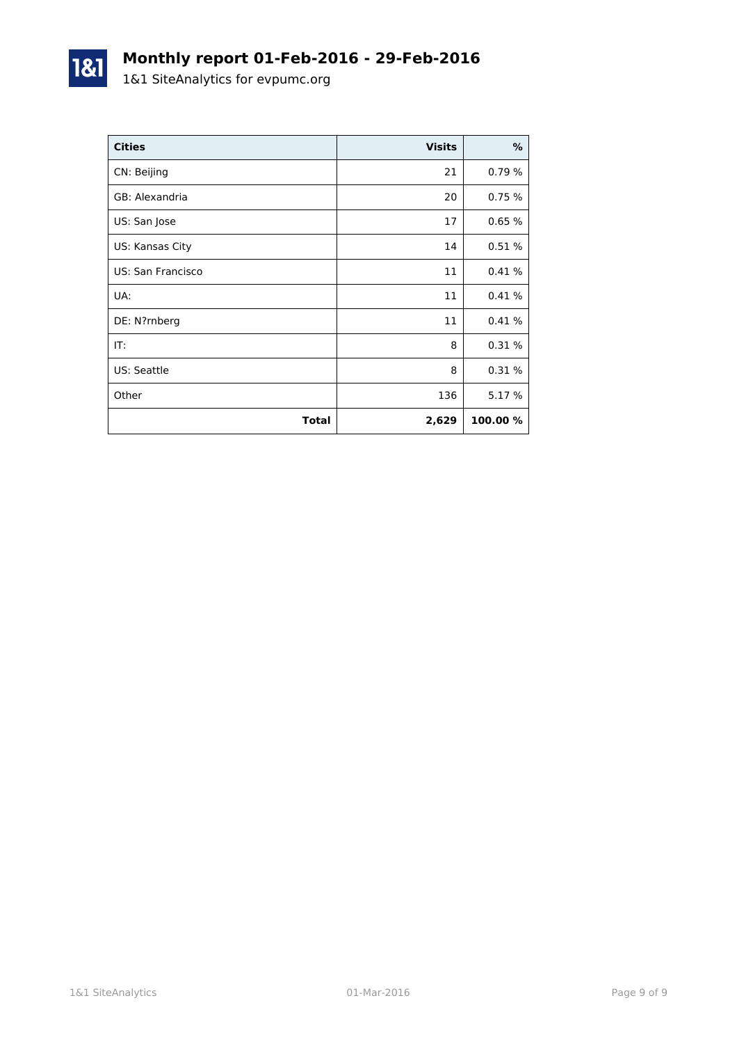# Monthly report 01-Feb-2016 - 29-Feb-2016

1&1 SiteAnalytics for evpumc.org

| Cities | Visits | % |
|---|---|---|
| CN: Beijing | 21 | 0.79 % |
| GB: Alexandria | 20 | 0.75 % |
| US: San Jose | 17 | 0.65 % |
| US: Kansas City | 14 | 0.51 % |
| US: San Francisco | 11 | 0.41 % |
| UA: | 11 | 0.41 % |
| DE: N?rnberg | 11 | 0.41 % |
| IT: | 8 | 0.31 % |
| US: Seattle | 8 | 0.31 % |
| Other | 136 | 5.17 % |
| **Total** | **2,629** | **100.00 %** |